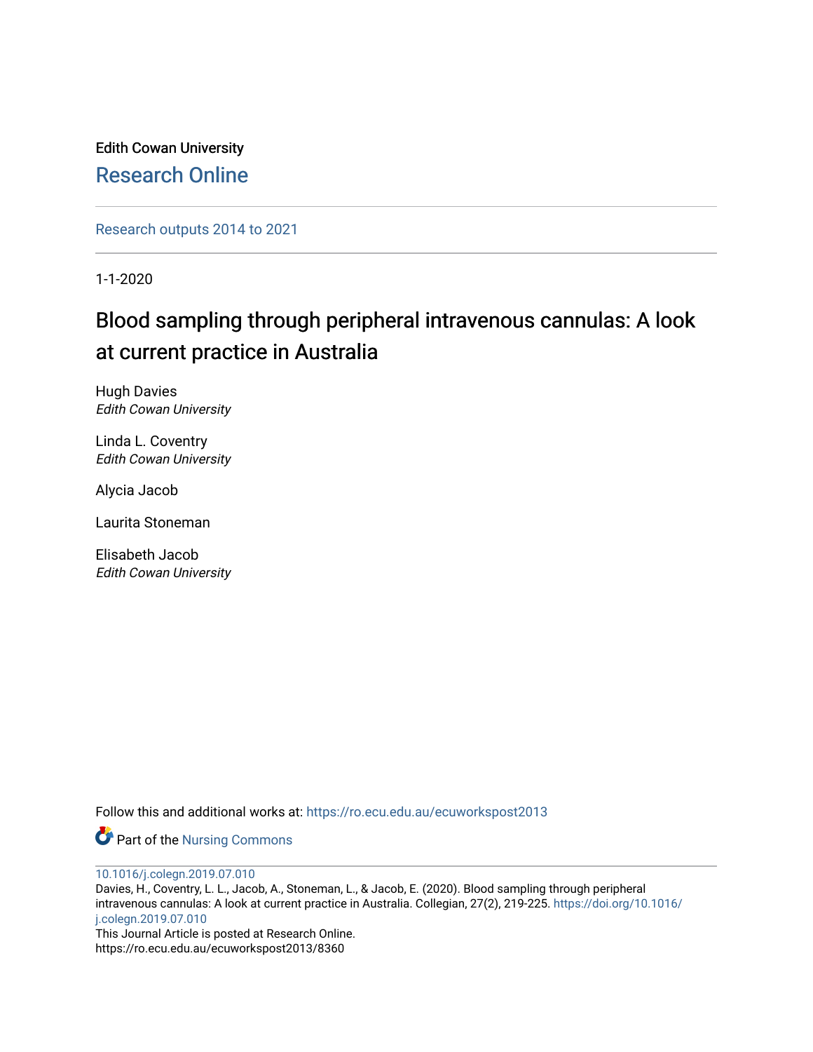Edith Cowan University

## Research Online

Research outputs 2014 to 2021

1-1-2020

# Blood sampling through peripheral intravenous cannulas: A look at current practice in Australia

Hugh Davies
*Edith Cowan University*

Linda L. Coventry
*Edith Cowan University*

Alycia Jacob

Laurita Stoneman

Elisabeth Jacob
*Edith Cowan University*

Follow this and additional works at: https://ro.ecu.edu.au/ecuworkspost2013

Part of the Nursing Commons

10.1016/j.colegn.2019.07.010
Davies, H., Coventry, L. L., Jacob, A., Stoneman, L., & Jacob, E. (2020). Blood sampling through peripheral intravenous cannulas: A look at current practice in Australia. Collegian, 27(2), 219-225. https://doi.org/10.1016/j.colegn.2019.07.010
This Journal Article is posted at Research Online.
https://ro.ecu.edu.au/ecuworkspost2013/8360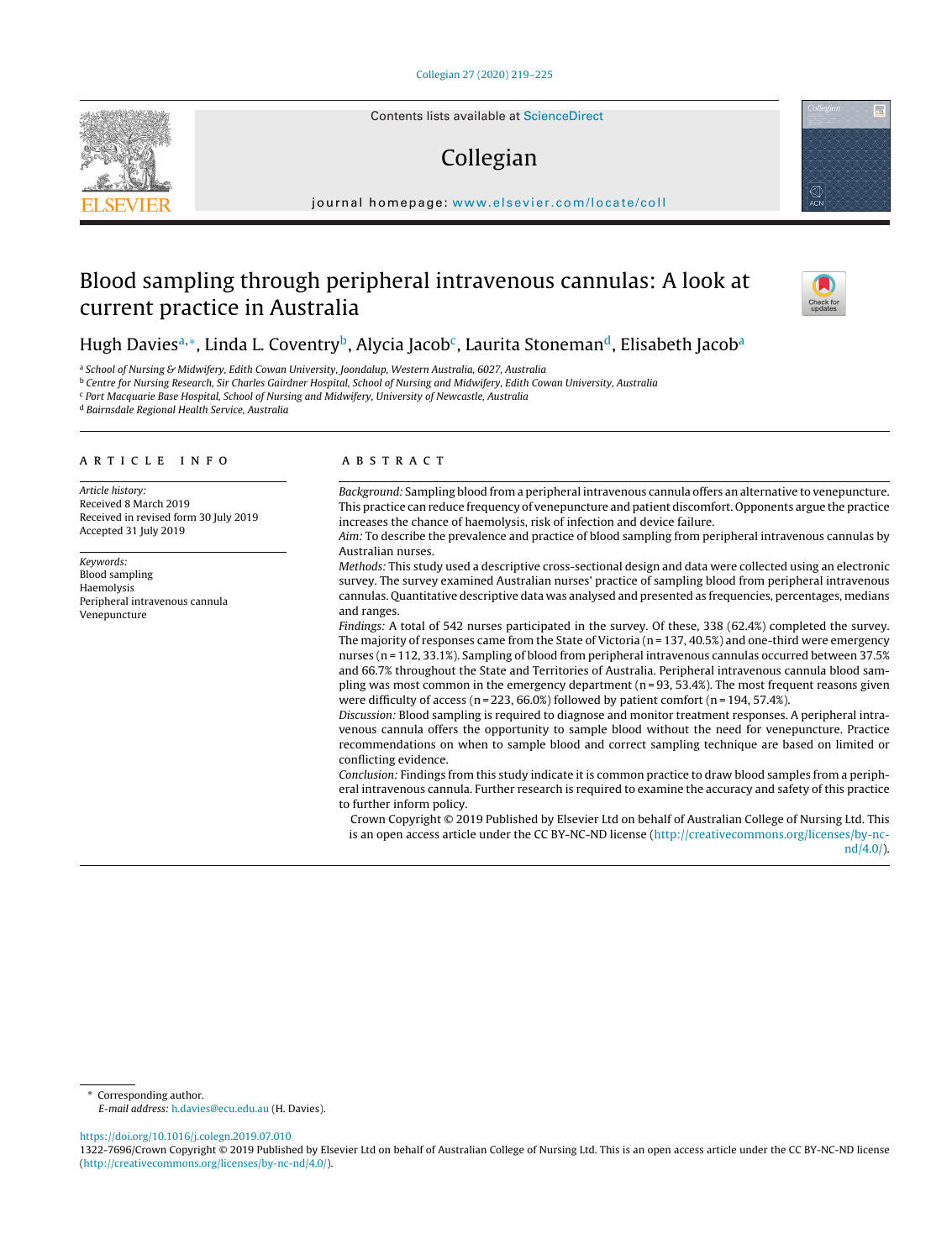# Blood sampling through peripheral intravenous cannulas: A look at current practice in Australia

Hugh Davies[a,*], Linda L. Coventry[b], Alycia Jacob[c], Laurita Stoneman[d], Elisabeth Jacob[a]

[a] School of Nursing & Midwifery, Edith Cowan University, Joondalup, Western Australia, 6027, Australia
[b] Centre for Nursing Research, Sir Charles Gairdner Hospital, School of Nursing and Midwifery, Edith Cowan University, Australia
[c] Port Macquarie Base Hospital, School of Nursing and Midwifery, University of Newcastle, Australia
[d] Bairnsdale Regional Health Service, Australia

## ARTICLE INFO

*Article history:*
Received 8 March 2019
Received in revised form 30 July 2019
Accepted 31 July 2019

*Keywords:*
Blood sampling
Haemolysis
Peripheral intravenous cannula
Venepuncture

## ABSTRACT

*Background:* Sampling blood from a peripheral intravenous cannula offers an alternative to venepuncture. This practice can reduce frequency of venepuncture and patient discomfort. Opponents argue the practice increases the chance of haemolysis, risk of infection and device failure.

*Aim:* To describe the prevalence and practice of blood sampling from peripheral intravenous cannulas by Australian nurses.

*Methods:* This study used a descriptive cross-sectional design and data were collected using an electronic survey. The survey examined Australian nurses' practice of sampling blood from peripheral intravenous cannulas. Quantitative descriptive data was analysed and presented as frequencies, percentages, medians and ranges.

*Findings:* A total of 542 nurses participated in the survey. Of these, 338 (62.4%) completed the survey. The majority of responses came from the State of Victoria (n = 137, 40.5%) and one-third were emergency nurses (n = 112, 33.1%). Sampling of blood from peripheral intravenous cannulas occurred between 37.5% and 66.7% throughout the State and Territories of Australia. Peripheral intravenous cannula blood sampling was most common in the emergency department (n = 93, 53.4%). The most frequent reasons given were difficulty of access (n = 223, 66.0%) followed by patient comfort (n = 194, 57.4%).

*Discussion:* Blood sampling is required to diagnose and monitor treatment responses. A peripheral intravenous cannula offers the opportunity to sample blood without the need for venepuncture. Practice recommendations on when to sample blood and correct sampling technique are based on limited or conflicting evidence.

*Conclusion:* Findings from this study indicate it is common practice to draw blood samples from a peripheral intravenous cannula. Further research is required to examine the accuracy and safety of this practice to further inform policy.

Crown Copyright © 2019 Published by Elsevier Ltd on behalf of Australian College of Nursing Ltd. This is an open access article under the CC BY-NC-ND license (http://creativecommons.org/licenses/by-nc-nd/4.0/).

\* Corresponding author.
*E-mail address:* h.davies@ecu.edu.au (H. Davies).

https://doi.org/10.1016/j.colegn.2019.07.010
1322-7696/Crown Copyright © 2019 Published by Elsevier Ltd on behalf of Australian College of Nursing Ltd. This is an open access article under the CC BY-NC-ND license (http://creativecommons.org/licenses/by-nc-nd/4.0/).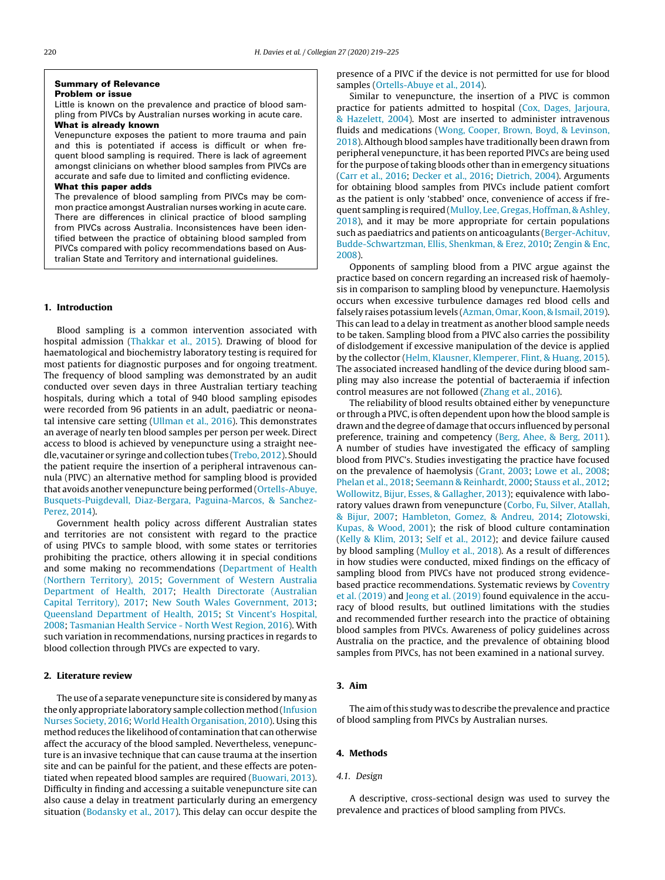**Summary of Relevance**

**Problem or issue**

Little is known on the prevalence and practice of blood sampling from PIVCs by Australian nurses working in acute care.

**What is already known**

Venepuncture exposes the patient to more trauma and pain and this is potentiated if access is difficult or when frequent blood sampling is required. There is lack of agreement amongst clinicians on whether blood samples from PIVCs are accurate and safe due to limited and conflicting evidence.

**What this paper adds**

The prevalence of blood sampling from PIVCs may be common practice amongst Australian nurses working in acute care. There are differences in clinical practice of blood sampling from PIVCs across Australia. Inconsistences have been identified between the practice of obtaining blood sampled from PIVCs compared with policy recommendations based on Australian State and Territory and international guidelines.

## 1. Introduction

Blood sampling is a common intervention associated with hospital admission (Thakkar et al., 2015). Drawing of blood for haematological and biochemistry laboratory testing is required for most patients for diagnostic purposes and for ongoing treatment. The frequency of blood sampling was demonstrated by an audit conducted over seven days in three Australian tertiary teaching hospitals, during which a total of 940 blood sampling episodes were recorded from 96 patients in an adult, paediatric or neonatal intensive care setting (Ullman et al., 2016). This demonstrates an average of nearly ten blood samples per person per week. Direct access to blood is achieved by venepuncture using a straight needle, vacutainer or syringe and collection tubes (Trebo, 2012). Should the patient require the insertion of a peripheral intravenous cannula (PIVC) an alternative method for sampling blood is provided that avoids another venepuncture being performed (Ortells-Abuye, Busquets-Puigdevall, Diaz-Bergara, Paguina-Marcos, & Sanchez-Perez, 2014).

Government health policy across different Australian states and territories are not consistent with regard to the practice of using PIVCs to sample blood, with some states or territories prohibiting the practice, others allowing it in special conditions and some making no recommendations (Department of Health (Northern Territory), 2015; Government of Western Australia Department of Health, 2017; Health Directorate (Australian Capital Territory), 2017; New South Wales Government, 2013; Queensland Department of Health, 2015; St Vincent's Hospital, 2008; Tasmanian Health Service - North West Region, 2016). With such variation in recommendations, nursing practices in regards to blood collection through PIVCs are expected to vary.

## 2. Literature review

The use of a separate venepuncture site is considered by many as the only appropriate laboratory sample collection method (Infusion Nurses Society, 2016; World Health Organisation, 2010). Using this method reduces the likelihood of contamination that can otherwise affect the accuracy of the blood sampled. Nevertheless, venepuncture is an invasive technique that can cause trauma at the insertion site and can be painful for the patient, and these effects are potentiated when repeated blood samples are required (Buowari, 2013). Difficulty in finding and accessing a suitable venepuncture site can also cause a delay in treatment particularly during an emergency situation (Bodansky et al., 2017). This delay can occur despite the presence of a PIVC if the device is not permitted for use for blood samples (Ortells-Abuye et al., 2014).

Similar to venepuncture, the insertion of a PIVC is common practice for patients admitted to hospital (Cox, Dages, Jarjoura, & Hazelett, 2004). Most are inserted to administer intravenous fluids and medications (Wong, Cooper, Brown, Boyd, & Levinson, 2018). Although blood samples have traditionally been drawn from peripheral venepuncture, it has been reported PIVCs are being used for the purpose of taking bloods other than in emergency situations (Carr et al., 2016; Decker et al., 2016; Dietrich, 2004). Arguments for obtaining blood samples from PIVCs include patient comfort as the patient is only 'stabbed' once, convenience of access if frequent sampling is required (Mulloy, Lee, Gregas, Hoffman, & Ashley, 2018), and it may be more appropriate for certain populations such as paediatrics and patients on anticoagulants (Berger-Achituv, Budde-Schwartzman, Ellis, Shenkman, & Erez, 2010; Zengin & Enc, 2008).

Opponents of sampling blood from a PIVC argue against the practice based on concern regarding an increased risk of haemolysis in comparison to sampling blood by venepuncture. Haemolysis occurs when excessive turbulence damages red blood cells and falsely raises potassium levels (Azman, Omar, Koon, & Ismail, 2019). This can lead to a delay in treatment as another blood sample needs to be taken. Sampling blood from a PIVC also carries the possibility of dislodgement if excessive manipulation of the device is applied by the collector (Helm, Klausner, Klemperer, Flint, & Huang, 2015). The associated increased handling of the device during blood sampling may also increase the potential of bacteraemia if infection control measures are not followed (Zhang et al., 2016).

The reliability of blood results obtained either by venepuncture or through a PIVC, is often dependent upon how the blood sample is drawn and the degree of damage that occurs influenced by personal preference, training and competency (Berg, Ahee, & Berg, 2011). A number of studies have investigated the efficacy of sampling blood from PIVC's. Studies investigating the practice have focused on the prevalence of haemolysis (Grant, 2003; Lowe et al., 2008; Phelan et al., 2018; Seemann & Reinhardt, 2000; Stauss et al., 2012; Wollowitz, Bijur, Esses, & Gallagher, 2013); equivalence with laboratory values drawn from venepuncture (Corbo, Fu, Silver, Atallah, & Bijur, 2007; Hambleton, Gomez, & Andreu, 2014; Zlotowski, Kupas, & Wood, 2001); the risk of blood culture contamination (Kelly & Klim, 2013; Self et al., 2012); and device failure caused by blood sampling (Mulloy et al., 2018). As a result of differences in how studies were conducted, mixed findings on the efficacy of sampling blood from PIVCs have not produced strong evidence-based practice recommendations. Systematic reviews by Coventry et al. (2019) and Jeong et al. (2019) found equivalence in the accuracy of blood results, but outlined limitations with the studies and recommended further research into the practice of obtaining blood samples from PIVCs. Awareness of policy guidelines across Australia on the practice, and the prevalence of obtaining blood samples from PIVCs, has not been examined in a national survey.

## 3. Aim

The aim of this study was to describe the prevalence and practice of blood sampling from PIVCs by Australian nurses.

## 4. Methods

### 4.1. Design

A descriptive, cross-sectional design was used to survey the prevalence and practices of blood sampling from PIVCs.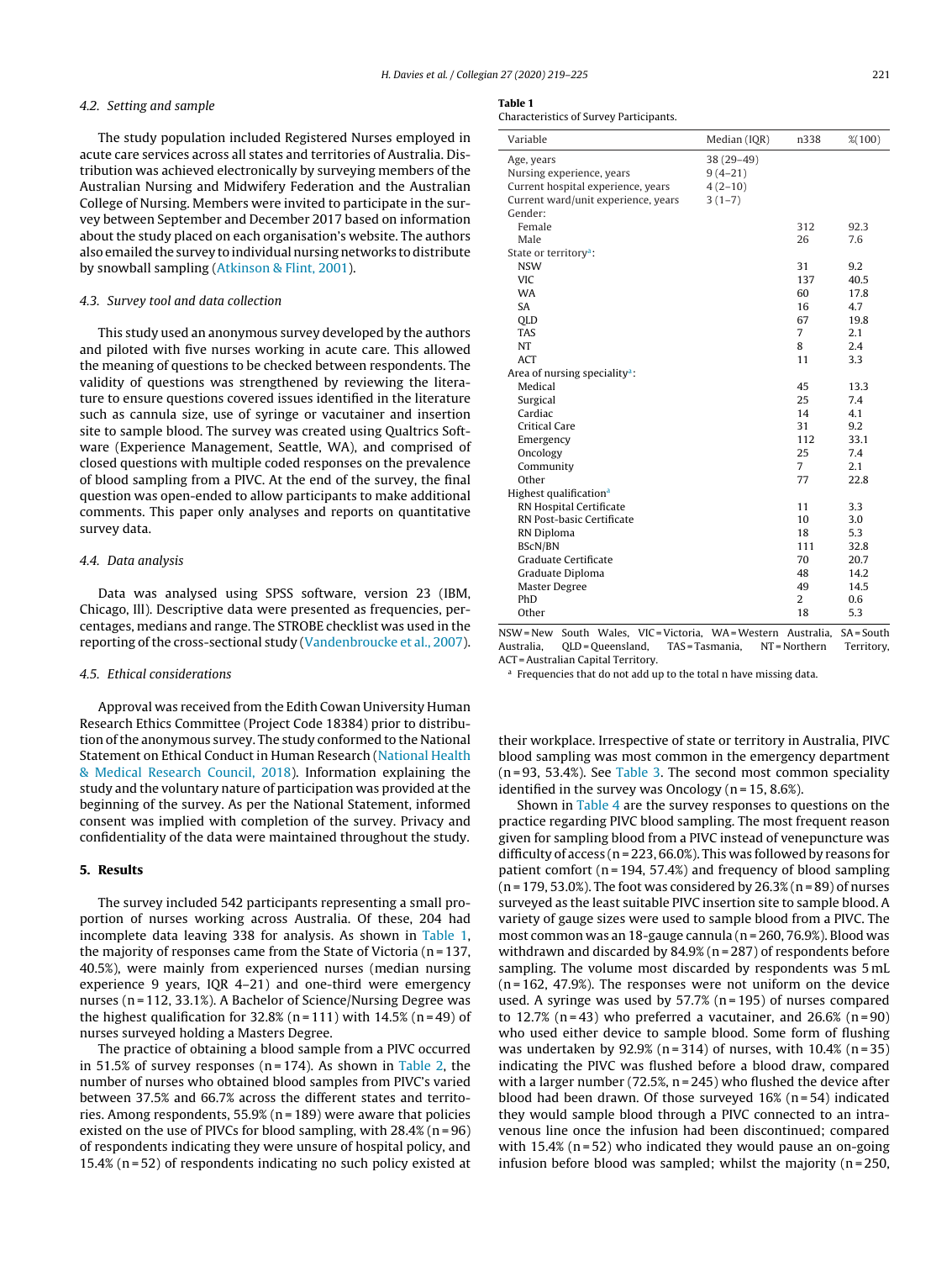### 4.2. Setting and sample

The study population included Registered Nurses employed in acute care services across all states and territories of Australia. Distribution was achieved electronically by surveying members of the Australian Nursing and Midwifery Federation and the Australian College of Nursing. Members were invited to participate in the survey between September and December 2017 based on information about the study placed on each organisation's website. The authors also emailed the survey to individual nursing networks to distribute by snowball sampling (Atkinson & Flint, 2001).

### 4.3. Survey tool and data collection

This study used an anonymous survey developed by the authors and piloted with five nurses working in acute care. This allowed the meaning of questions to be checked between respondents. The validity of questions was strengthened by reviewing the literature to ensure questions covered issues identified in the literature such as cannula size, use of syringe or vacutainer and insertion site to sample blood. The survey was created using Qualtrics Software (Experience Management, Seattle, WA), and comprised of closed questions with multiple coded responses on the prevalence of blood sampling from a PIVC. At the end of the survey, the final question was open-ended to allow participants to make additional comments. This paper only analyses and reports on quantitative survey data.

### 4.4. Data analysis

Data was analysed using SPSS software, version 23 (IBM, Chicago, Ill). Descriptive data were presented as frequencies, percentages, medians and range. The STROBE checklist was used in the reporting of the cross-sectional study (Vandenbroucke et al., 2007).

### 4.5. Ethical considerations

Approval was received from the Edith Cowan University Human Research Ethics Committee (Project Code 18384) prior to distribution of the anonymous survey. The study conformed to the National Statement on Ethical Conduct in Human Research (National Health & Medical Research Council, 2018). Information explaining the study and the voluntary nature of participation was provided at the beginning of the survey. As per the National Statement, informed consent was implied with completion of the survey. Privacy and confidentiality of the data were maintained throughout the study.

## 5. Results

The survey included 542 participants representing a small proportion of nurses working across Australia. Of these, 204 had incomplete data leaving 338 for analysis. As shown in Table 1, the majority of responses came from the State of Victoria (n = 137, 40.5%), were mainly from experienced nurses (median nursing experience 9 years, IQR 4–21) and one-third were emergency nurses (n = 112, 33.1%). A Bachelor of Science/Nursing Degree was the highest qualification for 32.8% (n = 111) with 14.5% (n = 49) of nurses surveyed holding a Masters Degree.

The practice of obtaining a blood sample from a PIVC occurred in 51.5% of survey responses (n = 174). As shown in Table 2, the number of nurses who obtained blood samples from PIVC's varied between 37.5% and 66.7% across the different states and territories. Among respondents, 55.9% (n = 189) were aware that policies existed on the use of PIVCs for blood sampling, with 28.4% (n = 96) of respondents indicating they were unsure of hospital policy, and 15.4% (n = 52) of respondents indicating no such policy existed at their workplace. Irrespective of state or territory in Australia, PIVC blood sampling was most common in the emergency department (n = 93, 53.4%). See Table 3. The second most common speciality identified in the survey was Oncology (n = 15, 8.6%).

Shown in Table 4 are the survey responses to questions on the practice regarding PIVC blood sampling. The most frequent reason given for sampling blood from a PIVC instead of venepuncture was difficulty of access (n = 223, 66.0%). This was followed by reasons for patient comfort (n = 194, 57.4%) and frequency of blood sampling (n = 179, 53.0%). The foot was considered by 26.3% (n = 89) of nurses surveyed as the least suitable PIVC insertion site to sample blood. A variety of gauge sizes were used to sample blood from a PIVC. The most common was an 18-gauge cannula (n = 260, 76.9%). Blood was withdrawn and discarded by 84.9% (n = 287) of respondents before sampling. The volume most discarded by respondents was 5 mL (n = 162, 47.9%). The responses were not uniform on the device used. A syringe was used by 57.7% (n = 195) of nurses compared to 12.7% (n = 43) who preferred a vacutainer, and 26.6% (n = 90) who used either device to sample blood. Some form of flushing was undertaken by 92.9% (n = 314) of nurses, with 10.4% (n = 35) indicating the PIVC was flushed before a blood draw, compared with a larger number (72.5%, n = 245) who flushed the device after blood had been drawn. Of those surveyed 16% (n = 54) indicated they would sample blood through a PIVC connected to an intravenous line once the infusion had been discontinued; compared with 15.4% (n = 52) who indicated they would pause an on-going infusion before blood was sampled; whilst the majority (n = 250,

**Table 1**
Characteristics of Survey Participants.

| Variable | Median (IQR) | n338 | %(100) |
|---|---|---|---|
| Age, years | 38 (29–49) | | |
| Nursing experience, years | 9 (4–21) | | |
| Current hospital experience, years | 4 (2–10) | | |
| Current ward/unit experience, years | 3 (1–7) | | |
| Gender: | | | |
| Female | | 312 | 92.3 |
| Male | | 26 | 7.6 |
| State or territory[a]: | | | |
| NSW | | 31 | 9.2 |
| VIC | | 137 | 40.5 |
| WA | | 60 | 17.8 |
| SA | | 16 | 4.7 |
| QLD | | 67 | 19.8 |
| TAS | | 7 | 2.1 |
| NT | | 8 | 2.4 |
| ACT | | 11 | 3.3 |
| Area of nursing speciality[a]: | | | |
| Medical | | 45 | 13.3 |
| Surgical | | 25 | 7.4 |
| Cardiac | | 14 | 4.1 |
| Critical Care | | 31 | 9.2 |
| Emergency | | 112 | 33.1 |
| Oncology | | 25 | 7.4 |
| Community | | 7 | 2.1 |
| Other | | 77 | 22.8 |
| Highest qualification[a] | | | |
| RN Hospital Certificate | | 11 | 3.3 |
| RN Post-basic Certificate | | 10 | 3.0 |
| RN Diploma | | 18 | 5.3 |
| BScN/BN | | 111 | 32.8 |
| Graduate Certificate | | 70 | 20.7 |
| Graduate Diploma | | 48 | 14.2 |
| Master Degree | | 49 | 14.5 |
| PhD | | 2 | 0.6 |
| Other | | 18 | 5.3 |

NSW = New South Wales, VIC = Victoria, WA = Western Australia, SA = South Australia, QLD = Queensland, TAS = Tasmania, NT = Northern Territory, ACT = Australian Capital Territory.

[a] Frequencies that do not add up to the total n have missing data.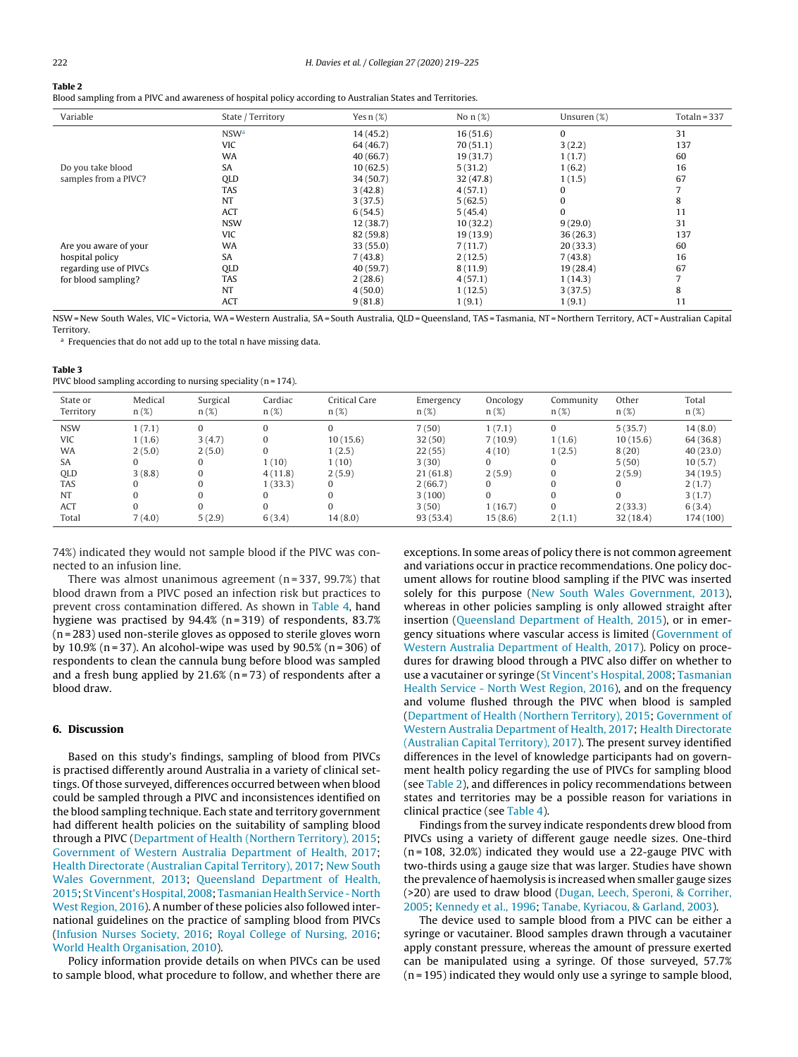**Table 2**
Blood sampling from a PIVC and awareness of hospital policy according to Australian States and Territories.

| Variable | State / Territory | Yes n (%) | No n (%) | Unsure n (%) | Total n = 337 |
|---|---|---|---|---|---|
| Do you take blood samples from a PIVC? | NSW[a] | 14 (45.2) | 16 (51.6) | 0 | 31 |
| | VIC | 64 (46.7) | 70 (51.1) | 3 (2.2) | 137 |
| | WA | 40 (66.7) | 19 (31.7) | 1 (1.7) | 60 |
| | SA | 10 (62.5) | 5 (31.2) | 1 (6.2) | 16 |
| | QLD | 34 (50.7) | 32 (47.8) | 1 (1.5) | 67 |
| | TAS | 3 (42.8) | 4 (57.1) | 0 | 7 |
| | NT | 3 (37.5) | 5 (62.5) | 0 | 8 |
| | ACT | 6 (54.5) | 5 (45.4) | 0 | 11 |
| Are you aware of your hospital policy regarding use of PIVCs for blood sampling? | NSW | 12 (38.7) | 10 (32.2) | 9 (29.0) | 31 |
| | VIC | 82 (59.8) | 19 (13.9) | 36 (26.3) | 137 |
| | WA | 33 (55.0) | 7 (11.7) | 20 (33.3) | 60 |
| | SA | 7 (43.8) | 2 (12.5) | 7 (43.8) | 16 |
| | QLD | 40 (59.7) | 8 (11.9) | 19 (28.4) | 67 |
| | TAS | 2 (28.6) | 4 (57.1) | 1 (14.3) | 7 |
| | NT | 4 (50.0) | 1 (12.5) | 3 (37.5) | 8 |
| | ACT | 9 (81.8) | 1 (9.1) | 1 (9.1) | 11 |

NSW = New South Wales, VIC = Victoria, WA = Western Australia, SA = South Australia, QLD = Queensland, TAS = Tasmania, NT = Northern Territory, ACT = Australian Capital Territory.

[a] Frequencies that do not add up to the total n have missing data.

**Table 3**
PIVC blood sampling according to nursing speciality (n = 174).

| State or Territory | Medical n (%) | Surgical n (%) | Cardiac n (%) | Critical Care n (%) | Emergency n (%) | Oncology n (%) | Community n (%) | Other n (%) | Total n (%) |
|---|---|---|---|---|---|---|---|---|---|
| NSW | 1 (7.1) | 0 | 0 | 0 | 7 (50) | 1 (7.1) | 0 | 5 (35.7) | 14 (8.0) |
| VIC | 1 (1.6) | 3 (4.7) | 0 | 10 (15.6) | 32 (50) | 7 (10.9) | 1 (1.6) | 10 (15.6) | 64 (36.8) |
| WA | 2 (5.0) | 2 (5.0) | 0 | 1 (2.5) | 22 (55) | 4 (10) | 1 (2.5) | 8 (20) | 40 (23.0) |
| SA | 0 | 0 | 1 (10) | 1 (10) | 3 (30) | 0 | 0 | 5 (50) | 10 (5.7) |
| QLD | 3 (8.8) | 0 | 4 (11.8) | 2 (5.9) | 21 (61.8) | 2 (5.9) | 0 | 2 (5.9) | 34 (19.5) |
| TAS | 0 | 0 | 1 (33.3) | 0 | 2 (66.7) | 0 | 0 | 0 | 2 (1.7) |
| NT | 0 | 0 | 0 | 0 | 3 (100) | 0 | 0 | 0 | 3 (1.7) |
| ACT | 0 | 0 | 0 | 0 | 3 (50) | 1 (16.7) | 0 | 2 (33.3) | 6 (3.4) |
| Total | 7 (4.0) | 5 (2.9) | 6 (3.4) | 14 (8.0) | 93 (53.4) | 15 (8.6) | 2 (1.1) | 32 (18.4) | 174 (100) |

74%) indicated they would not sample blood if the PIVC was connected to an infusion line.

There was almost unanimous agreement (n = 337, 99.7%) that blood drawn from a PIVC posed an infection risk but practices to prevent cross contamination differed. As shown in Table 4, hand hygiene was practised by 94.4% (n = 319) of respondents, 83.7% (n = 283) used non-sterile gloves as opposed to sterile gloves worn by 10.9% (n = 37). An alcohol-wipe was used by 90.5% (n = 306) of respondents to clean the cannula bung before blood was sampled and a fresh bung applied by 21.6% (n = 73) of respondents after a blood draw.

## 6. Discussion

Based on this study's findings, sampling of blood from PIVCs is practised differently around Australia in a variety of clinical settings. Of those surveyed, differences occurred between when blood could be sampled through a PIVC and inconsistences identified on the blood sampling technique. Each state and territory government had different health policies on the suitability of sampling blood through a PIVC (Department of Health (Northern Territory), 2015; Government of Western Australia Department of Health, 2017; Health Directorate (Australian Capital Territory), 2017; New South Wales Government, 2013; Queensland Department of Health, 2015; St Vincent's Hospital, 2008; Tasmanian Health Service - North West Region, 2016). A number of these policies also followed international guidelines on the practice of sampling blood from PIVCs (Infusion Nurses Society, 2016; Royal College of Nursing, 2016; World Health Organisation, 2010).

Policy information provide details on when PIVCs can be used to sample blood, what procedure to follow, and whether there are exceptions. In some areas of policy there is not common agreement and variations occur in practice recommendations. One policy document allows for routine blood sampling if the PIVC was inserted solely for this purpose (New South Wales Government, 2013), whereas in other policies sampling is only allowed straight after insertion (Queensland Department of Health, 2015), or in emergency situations where vascular access is limited (Government of Western Australia Department of Health, 2017). Policy on procedures for drawing blood through a PIVC also differ on whether to use a vacutainer or syringe (St Vincent's Hospital, 2008; Tasmanian Health Service - North West Region, 2016), and on the frequency and volume flushed through the PIVC when blood is sampled (Department of Health (Northern Territory), 2015; Government of Western Australia Department of Health, 2017; Health Directorate (Australian Capital Territory), 2017). The present survey identified differences in the level of knowledge participants had on government health policy regarding the use of PIVCs for sampling blood (see Table 2), and differences in policy recommendations between states and territories may be a possible reason for variations in clinical practice (see Table 4).

Findings from the survey indicate respondents drew blood from PIVCs using a variety of different gauge needle sizes. One-third (n = 108, 32.0%) indicated they would use a 22-gauge PIVC with two-thirds using a gauge size that was larger. Studies have shown the prevalence of haemolysis is increased when smaller gauge sizes (>20) are used to draw blood (Dugan, Leech, Speroni, & Corriher, 2005; Kennedy et al., 1996; Tanabe, Kyriacou, & Garland, 2003).

The device used to sample blood from a PIVC can be either a syringe or vacutainer. Blood samples drawn through a vacutainer apply constant pressure, whereas the amount of pressure exerted can be manipulated using a syringe. Of those surveyed, 57.7% (n = 195) indicated they would only use a syringe to sample blood,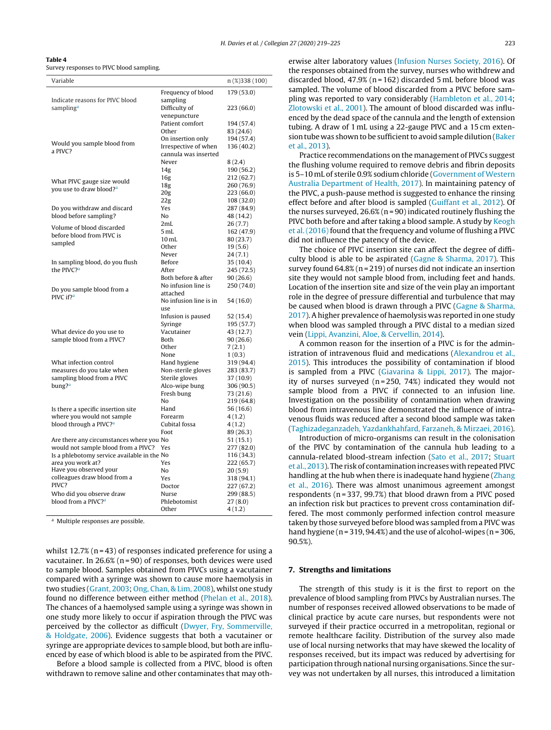**Table 4**
Survey responses to PIVC blood sampling.

| Variable | | n (%)338 (100) |
|---|---|---|
| Indicate reasons for PIVC blood sampling[a] | Frequency of blood sampling | 179 (53.0) |
| | Difficulty of venepuncture | 223 (66.0) |
| | Patient comfort | 194 (57.4) |
| | Other | 83 (24.6) |
| Would you sample blood from a PIVC? | On insertion only | 194 (57.4) |
| | Irrespective of when cannula was inserted | 136 (40.2) |
| | Never | 8 (2.4) |
| What PIVC gauge size would you use to draw blood?[a] | 14g | 190 (56.2) |
| | 16g | 212 (62.7) |
| | 18g | 260 (76.9) |
| | 20g | 223 (66.0) |
| | 22g | 108 (32.0) |
| Do you withdraw and discard blood before sampling? | Yes | 287 (84.9) |
| | No | 48 (14.2) |
| Volume of blood discarded before blood from PIVC is sampled | 2mL | 26 (7.7) |
| | 5 mL | 162 (47.9) |
| | 10 mL | 80 (23.7) |
| | Other | 19 (5.6) |
| In sampling blood, do you flush the PIVC?[a] | Never | 24 (7.1) |
| | Before | 35 (10.4) |
| | After | 245 (72.5) |
| | Both before & after | 90 (26.6) |
| Do you sample blood from a PIVC if?[a] | No infusion line is attached | 250 (74.0) |
| | No infusion line is in use | 54 (16.0) |
| | Infusion is paused | 52 (15.4) |
| What device do you use to sample blood from a PIVC? | Syringe | 195 (57.7) |
| | Vacutainer | 43 (12.7) |
| | Both | 90 (26.6) |
| | Other | 7 (2.1) |
| What infection control measures do you take when sampling blood from a PIVC bung?[a] | None | 1 (0.3) |
| | Hand hygiene | 319 (94.4) |
| | Non-sterile gloves | 283 (83.7) |
| | Sterile gloves | 37 (10.9) |
| | Alco-wipe bung | 306 (90.5) |
| | Fresh bung | 73 (21.6) |
| Is there a specific insertion site where you would not sample blood through a PIVC?[a] | No | 219 (64.8) |
| | Hand | 56 (16.6) |
| | Forearm | 4 (1.2) |
| | Cubital fossa | 4 (1.2) |
| | Foot | 89 (26.3) |
| Are there any circumstances where you would not sample blood from a PIVC? | No | 51 (15.1) |
| | Yes | 277 (82.0) |
| Is a phlebotomy service available in the area you work at? | No | 116 (34.3) |
| | Yes | 222 (65.7) |
| Have you observed your colleagues draw blood from a PIVC? | No | 20 (5.9) |
| | Yes | 318 (94.1) |
| Who did you observe draw blood from a PIVC?[a] | Doctor | 227 (67.2) |
| | Nurse | 299 (88.5) |
| | Phlebotomist | 27 (8.0) |
| | Other | 4 (1.2) |

[a] Multiple responses are possible.

whilst 12.7% (n = 43) of responses indicated preference for using a vacutainer. In 26.6% (n = 90) of responses, both devices were used to sample blood. Samples obtained from PIVCs using a vacutainer compared with a syringe was shown to cause more haemolysis in two studies (Grant, 2003; Ong, Chan, & Lim, 2008), whilst one study found no difference between either method (Phelan et al., 2018). The chances of a haemolysed sample using a syringe was shown in one study more likely to occur if aspiration through the PIVC was perceived by the collector as difficult (Dwyer, Fry, Sommerville, & Holdgate, 2006). Evidence suggests that both a vacutainer or syringe are appropriate devices to sample blood, but both are influenced by ease of which blood is able to be aspirated from the PIVC.

Before a blood sample is collected from a PIVC, blood is often withdrawn to remove saline and other contaminates that may otherwise alter laboratory values (Infusion Nurses Society, 2016). Of the responses obtained from the survey, nurses who withdrew and discarded blood, 47.9% (n = 162) discarded 5 mL before blood was sampled. The volume of blood discarded from a PIVC before sampling was reported to vary considerably (Hambleton et al., 2014; Zlotowski et al., 2001). The amount of blood discarded was influenced by the dead space of the cannula and the length of extension tubing. A draw of 1 mL using a 22-gauge PIVC and a 15 cm extension tube was shown to be sufficient to avoid sample dilution (Baker et al., 2013).

Practice recommendations on the management of PIVCs suggest the flushing volume required to remove debris and fibrin deposits is 5–10 mL of sterile 0.9% sodium chloride (Government of Western Australia Department of Health, 2017). In maintaining patency of the PIVC, a push-pause method is suggested to enhance the rinsing effect before and after blood is sampled (Guiffant et al., 2012). Of the nurses surveyed, 26.6% (n = 90) indicated routinely flushing the PIVC both before and after taking a blood sample. A study by Keogh et al. (2016) found that the frequency and volume of flushing a PIVC did not influence the patency of the device.

The choice of PIVC insertion site can affect the degree of difficulty blood is able to be aspirated (Gagne & Sharma, 2017). This survey found 64.8% (n = 219) of nurses did not indicate an insertion site they would not sample blood from, including feet and hands. Location of the insertion site and size of the vein play an important role in the degree of pressure differential and turbulence that may be caused when blood is drawn through a PIVC (Gagne & Sharma, 2017). A higher prevalence of haemolysis was reported in one study when blood was sampled through a PIVC distal to a median sized vein (Lippi, Avanzini, Aloe, & Cervellin, 2014).

A common reason for the insertion of a PIVC is for the administration of intravenous fluid and medications (Alexandrou et al., 2015). This introduces the possibility of contamination if blood is sampled from a PIVC (Giavarina & Lippi, 2017). The majority of nurses surveyed (n = 250, 74%) indicated they would not sample blood from a PIVC if connected to an infusion line. Investigation on the possibility of contamination when drawing blood from intravenous line demonstrated the influence of intravenous fluids was reduced after a second blood sample was taken (Taghizadeganzadeh, Yazdankhahfard, Farzaneh, & Mirzaei, 2016).

Introduction of micro-organisms can result in the colonisation of the PIVC by contamination of the cannula hub leading to a cannula-related blood-stream infection (Sato et al., 2017; Stuart et al., 2013). The risk of contamination increases with repeated PIVC handling at the hub when there is inadequate hand hygiene (Zhang et al., 2016). There was almost unanimous agreement amongst respondents (n = 337, 99.7%) that blood drawn from a PIVC posed an infection risk but practices to prevent cross contamination differed. The most commonly performed infection control measure taken by those surveyed before blood was sampled from a PIVC was hand hygiene (n = 319, 94.4%) and the use of alcohol-wipes (n = 306, 90.5%).

## 7. Strengths and limitations

The strength of this study is it is the first to report on the prevalence of blood sampling from PIVCs by Australian nurses. The number of responses received allowed observations to be made of clinical practice by acute care nurses, but respondents were not surveyed if their practice occurred in a metropolitan, regional or remote healthcare facility. Distribution of the survey also made use of local nursing networks that may have skewed the locality of responses received, but its impact was reduced by advertising for participation through national nursing organisations. Since the survey was not undertaken by all nurses, this introduced a limitation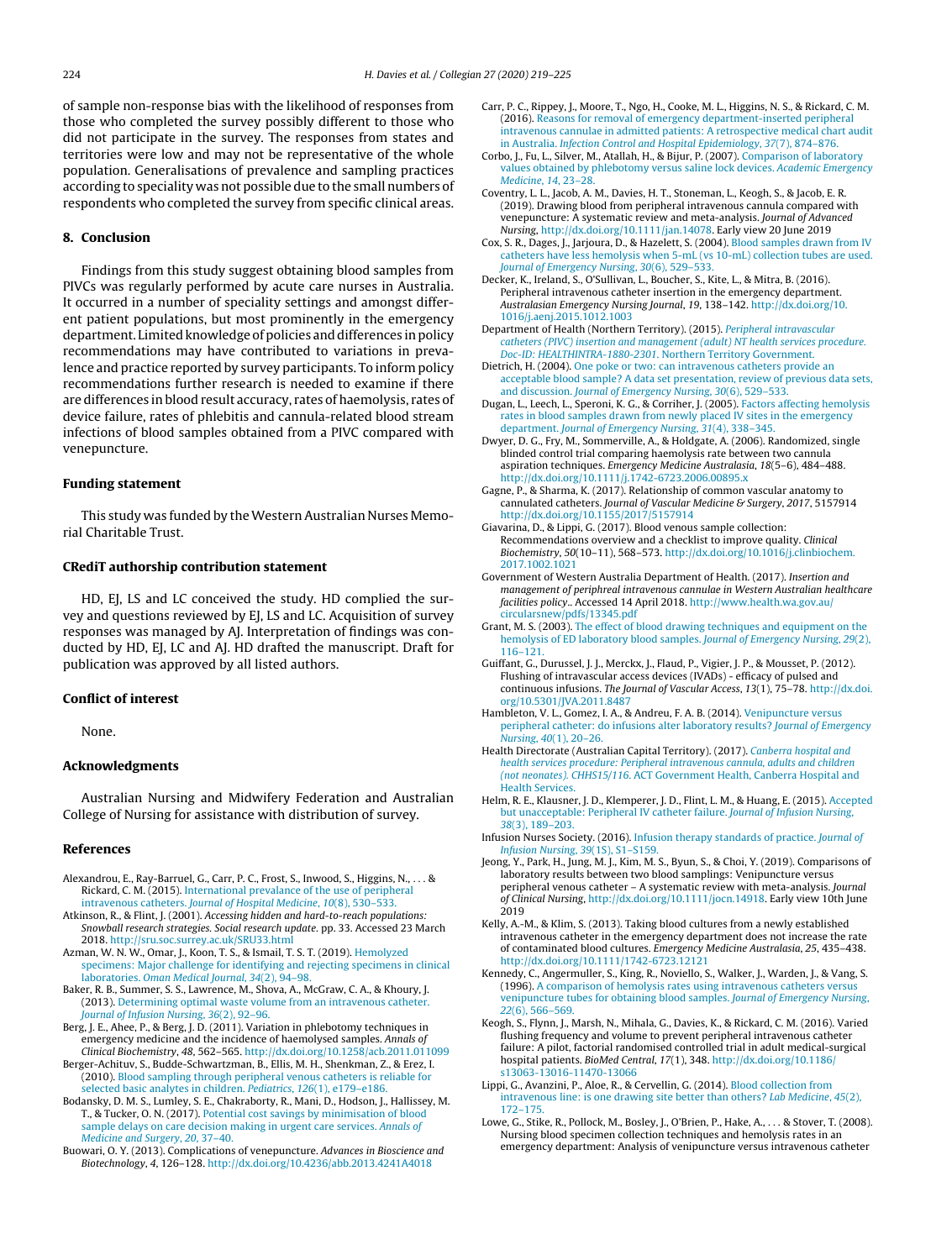of sample non-response bias with the likelihood of responses from those who completed the survey possibly different to those who did not participate in the survey. The responses from states and territories were low and may not be representative of the whole population. Generalisations of prevalence and sample practices according to speciality was not possible due to the small numbers of respondents who completed the survey from specific clinical areas.

## 8. Conclusion

Findings from this study suggest obtaining blood samples from PIVCs was regularly performed by acute care nurses in Australia. It occurred in a number of speciality settings and amongst different patient populations, but most prominently in the emergency department. Limited knowledge of policies and differences in policy recommendations may have contributed to variations in prevalence and practice reported by survey participants. To inform policy recommendations further research is needed to examine if there are differences in blood result accuracy, rates of haemolysis, rates of device failure, rates of phlebitis and cannula-related blood stream infections of blood samples obtained from a PIVC compared with venepuncture.

## Funding statement

This study was funded by the Western Australian Nurses Memorial Charitable Trust.

## CRediT authorship contribution statement

HD, EJ, LS and LC conceived the study. HD complied the survey and questions reviewed by EJ, LS and LC. Acquisition of survey responses was managed by AJ. Interpretation of findings was conducted by HD, EJ, LC and AJ. HD drafted the manuscript. Draft for publication was approved by all listed authors.

## Conflict of interest

None.

## Acknowledgments

Australian Nursing and Midwifery Federation and Australian College of Nursing for assistance with distribution of survey.

## References

Alexandrou, E., Ray-Barruel, G., Carr, P. C., Frost, S., Inwood, S., Higgins, N., . . . & Rickard, C. M. (2015). International prevalance of the use of peripheral intravenous catheters. *Journal of Hospital Medicine*, *10*(8), 530–533.

Atkinson, R., & Flint, J. (2001). *Accessing hidden and hard-to-reach populations: Snowball research strategies. Social research update*. pp. 33. Accessed 23 March 2018. http://sru.soc.surrey.ac.uk/SRU33.html

Azman, W. N. W., Omar, J., Koon, T. S., & Ismail, T. S. T. (2019). Hemolyzed specimens: Major challenge for identifying and rejecting specimens in clinical laboratories. *Oman Medical Journal*, *34*(2), 94–98.

Baker, R. B., Summer, S. S., Lawrence, M., Shova, A., McGraw, C. A., & Khoury, J. (2013). Determining optimal waste volume from an intravenous catheter. *Journal of Infusion Nursing*, *36*(2), 92–96.

Berg, J. E., Ahee, P., & Berg, J. D. (2011). Variation in phlebotomy techniques in emergency medicine and the incidence of haemolysed samples. *Annals of Clinical Biochemistry*, *48*, 562–565. http://dx.doi.org/10.1258/acb.2011.011099

Berger-Achituv, S., Budde-Schwartzman, B., Ellis, M. H., Shenkman, Z., & Erez, I. (2010). Blood sampling through peripheral venous catheters is reliable for selected basic analytes in children. *Pediatrics*, *126*(1), e179–e186.

Bodansky, D. M. S., Lumley, S. E., Chakraborty, R., Mani, D., Hodson, J., Hallissey, M. T., & Tucker, O. N. (2017). Potential cost savings by minimisation of blood sample delays on care decision making in urgent care services. *Annals of Medicine and Surgery*, *20*, 37–40.

Buowari, O. Y. (2013). Complications of venepuncture. *Advances in Bioscience and Biotechnology*, *4*, 126–128. http://dx.doi.org/10.4236/abb.2013.4241A4018

Carr, P. C., Rippey, J., Moore, T., Ngo, H., Cooke, M. L., Higgins, N. S., & Rickard, C. M. (2016). Reasons for removal of emergency department-inserted peripheral intravenous cannulae in admitted patients: A retrospective medical chart audit in Australia. *Infection Control and Hospital Epidemiology*, *37*(7), 874–876.

Corbo, J., Fu, L., Silver, M., Atallah, H., & Bijur, P. (2007). Comparison of laboratory values obtained by phlebotomy versus saline lock devices. *Academic Emergency Medicine*, *14*, 23–28.

Coventry, L. L., Jacob, A. M., Davies, H. T., Stoneman, L., Keogh, S., & Jacob, E. R. (2019). Drawing blood from peripheral intravenous cannula compared with venepuncture: A systematic review and meta-analysis. *Journal of Advanced Nursing*, http://dx.doi.org/10.1111/jan.14078. Early view 20 June 2019

Cox, S. R., Dages, J., Jarjoura, D., & Hazelett, S. (2004). Blood samples drawn from IV catheters have less hemolysis when 5-mL (vs 10-mL) collection tubes are used. *Journal of Emergency Nursing*, *30*(6), 529–533.

Decker, K., Ireland, S., O'Sullivan, L., Boucher, S., Kite, L., & Mitra, B. (2016). Peripheral intravenous catheter insertion in the emergency department. *Australasian Emergency Nursing Journal*, *19*, 138–142. http://dx.doi.org/10.1016/j.aenj.2015.1012.1003

Department of Health (Northern Territory). (2015). *Peripheral intravascular catheters (PIVC) insertion and management (adult) NT health services procedure. Doc-ID: HEALTHINTRA-1880-2301*. Northern Territory Government.

Dietrich, H. (2004). One poke or two: can intravenous catheters provide an acceptable blood sample? A data set presentation, review of previous data sets, and discussion. *Journal of Emergency Nursing*, *30*(6), 529–533.

Dugan, L., Leech, L., Speroni, K. G., & Corriher, J. (2005). Factors affecting hemolysis rates in blood samples drawn from newly placed IV sites in the emergency department. *Journal of Emergency Nursing*, *31*(4), 338–345.

Dwyer, D. G., Fry, M., Sommerville, A., & Holdgate, A. (2006). Randomized, single blinded control trial comparing haemolysis rate between two cannula aspiration techniques. *Emergency Medicine Australasia*, *18*(5–6), 484–488. http://dx.doi.org/10.1111/j.1742-6723.2006.00895.x

Gagne, P., & Sharma, K. (2017). Relationship of common vascular anatomy to cannulated catheters. *Journal of Vascular Medicine & Surgery*, *2017*, 5157914 http://dx.doi.org/10.1155/2017/5157914

Giavarina, D., & Lippi, G. (2017). Blood venous sample collection: Recommendations overview and a checklist to improve quality. *Clinical Biochemistry*, *50*(10–11), 568–573. http://dx.doi.org/10.1016/j.clinbiochem.2017.1002.1021

Government of Western Australia Department of Health. (2017). *Insertion and management of peripheral intravenous cannulae in Western Australian healthcare facilities policy*.. Accessed 14 April 2018. http://www.health.wa.gov.au/circularsnew/pdfs/13345.pdf

Grant, M. S. (2003). The effect of blood drawing techniques and equipment on the hemolysis of ED laboratory blood samples. *Journal of Emergency Nursing*, *29*(2), 116–121.

Guiffant, G., Durussel, J. J., Merckx, J., Flaud, P., Vigier, J. P., & Mousset, P. (2012). Flushing of intravascular access devices (IVADs) - efficacy of pulsed and continuous infusions. *The Journal of Vascular Access*, *13*(1), 75–78. http://dx.doi.org/10.5301/JVA.2011.8487

Hambleton, V. L., Gomez, I. A., & Andreu, F. A. B. (2014). Venipuncture versus peripheral catheter: do infusions alter laboratory results? *Journal of Emergency Nursing*, *40*(1), 20–26.

Health Directorate (Australian Capital Territory). (2017). *Canberra hospital and health services procedure: Peripheral intravenous cannula, adults and children (not neonates). CHHS15/116*. ACT Government Health, Canberra Hospital and Health Services.

Helm, R. E., Klausner, J. D., Klemperer, J. D., Flint, L. M., & Huang, E. (2015). Accepted but unacceptable: Peripheral IV catheter failure. *Journal of Infusion Nursing*, *38*(3), 189–203.

Infusion Nurses Society. (2016). Infusion therapy standards of practice. *Journal of Infusion Nursing*, *39*(1S), S1–S159.

Jeong, Y., Park, H., Jung, M. J., Kim, M. S., Byun, S., & Choi, Y. (2019). Comparisons of laboratory results between two blood samplings: Venipuncture versus peripheral venous catheter – A systematic review with meta-analysis. *Journal of Clinical Nursing*, http://dx.doi.org/10.1111/jocn.14918. Early view 10th June 2019

Kelly, A.-M., & Klim, S. (2013). Taking blood cultures from a newly established intravenous catheter in the emergency department does not increase the rate of contaminated blood cultures. *Emergency Medicine Australasia*, *25*, 435–438. http://dx.doi.org/10.1111/1742-6723.12121

Kennedy, C., Angermuller, S., King, R., Noviello, S., Walker, J., Warden, J., & Vang, S. (1996). A comparison of hemolysis rates using intravenous catheters versus venipuncture tubes for obtaining blood samples. *Journal of Emergency Nursing*, *22*(6), 566–569.

Keogh, S., Flynn, J., Marsh, N., Mihala, G., Davies, K., & Rickard, C. M. (2016). Varied flushing frequency and volume to prevent peripheral intravenous catheter failure: A pilot, factorial randomised controlled trial in adult medical-surgical hospital patients. *BioMed Central*, *17*(1), 348. http://dx.doi.org/10.1186/s13063-13016-11470-13066

Lippi, G., Avanzini, P., Aloe, R., & Cervellin, G. (2014). Blood collection from intravenous line: is one drawing site better than others? *Lab Medicine*, *45*(2), 172–175.

Lowe, G., Stike, R., Pollock, M., Bosley, J., O'Brien, P., Hake, A., . . . & Stover, T. (2008). Nursing blood specimen collection techniques and hemolysis rates in an emergency department: Analysis of venipuncture versus intravenous catheter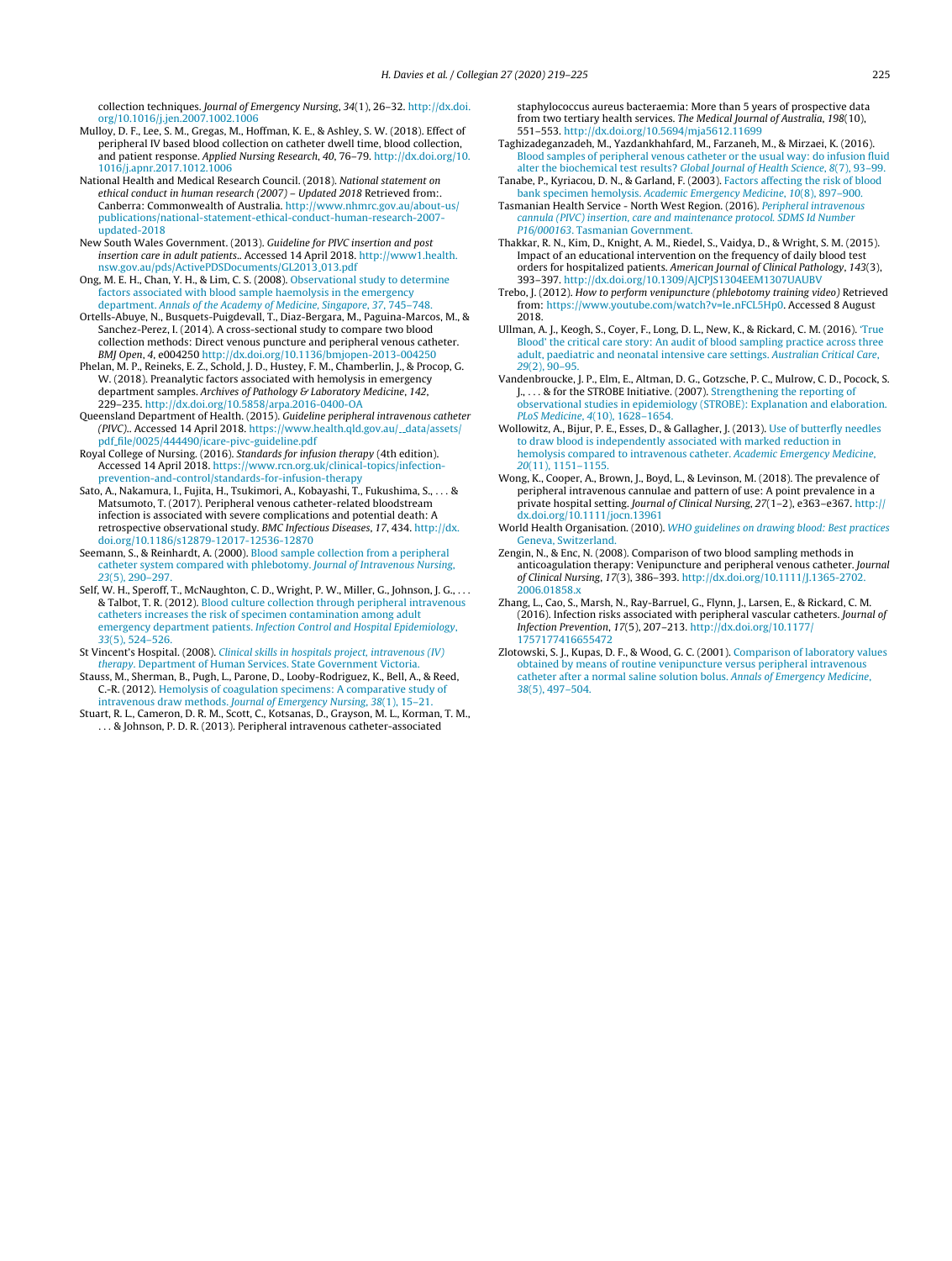collection techniques. *Journal of Emergency Nursing*, *34*(1), 26–32. http://dx.doi.org/10.1016/j.jen.2007.1002.1006

Mulloy, D. F., Lee, S. M., Gregas, M., Hoffman, K. E., & Ashley, S. W. (2018). Effect of peripheral IV based blood collection on catheter dwell time, blood collection, and patient response. *Applied Nursing Research*, *40*, 76–79. http://dx.doi.org/10.1016/j.apnr.2017.1012.1006

National Health and Medical Research Council. (2018). *National statement on ethical conduct in human research (2007) – Updated 2018* Retrieved from:. Canberra: Commonwealth of Australia. http://www.nhmrc.gov.au/about-us/publications/national-statement-ethical-conduct-human-research-2007-updated-2018

New South Wales Government. (2013). *Guideline for PIVC insertion and post insertion care in adult patients*.. Accessed 14 April 2018. http://www1.health.nsw.gov.au/pds/ActivePDSDocuments/GL2013_013.pdf

Ong, M. E. H., Chan, Y. H., & Lim, C. S. (2008). Observational study to determine factors associated with blood sample haemolysis in the emergency department. *Annals of the Academy of Medicine, Singapore*, *37*, 745–748.

Ortells-Abuye, N., Busquets-Puigdevall, T., Diaz-Bergara, M., Paguina-Marcos, M., & Sanchez-Perez, I. (2014). A cross-sectional study to compare two blood collection methods: Direct venous puncture and peripheral venous catheter. *BMJ Open*, *4*, e004250 http://dx.doi.org/10.1136/bmjopen-2013-004250

Phelan, M. P., Reineks, E. Z., Schold, J. D., Hustey, F. M., Chamberlin, J., & Procop, G. W. (2018). Preanalytic factors associated with hemolysis in emergency department samples. *Archives of Pathology & Laboratory Medicine*, *142*, 229–235. http://dx.doi.org/10.5858/arpa.2016-0400-OA

Queensland Department of Health. (2015). *Guideline peripheral intravenous catheter (PIVC)*.. Accessed 14 April 2018. https://www.health.qld.gov.au/__data/assets/pdf_file/0025/444490/icare-pivc-guideline.pdf

Royal College of Nursing. (2016). *Standards for infusion therapy* (4th edition). Accessed 14 April 2018. https://www.rcn.org.uk/clinical-topics/infection-prevention-and-control/standards-for-infusion-therapy

Sato, A., Nakamura, I., Fujita, H., Tsukimori, A., Kobayashi, T., Fukushima, S., . . . & Matsumoto, T. (2017). Peripheral venous catheter-related bloodstream infection is associated with severe complications and potential death: A retrospective observational study. *BMC Infectious Diseases*, *17*, 434. http://dx.doi.org/10.1186/s12879-12017-12536-12870

Seemann, S., & Reinhardt, A. (2000). Blood sample collection from a peripheral catheter system compared with phlebotomy. *Journal of Intravenous Nursing*, *23*(5), 290–297.

Self, W. H., Speroff, T., McNaughton, C. D., Wright, P. W., Miller, G., Johnson, J. G., . . . & Talbot, T. R. (2012). Blood culture collection through peripheral intravenous catheters increases the risk of specimen contamination among adult emergency department patients. *Infection Control and Hospital Epidemiology*, *33*(5), 524–526.

St Vincent's Hospital. (2008). *Clinical skills in hospitals project, intravenous (IV) therapy*. Department of Human Services. State Government Victoria.

Stauss, M., Sherman, B., Pugh, L., Parone, D., Looby-Rodriguez, K., Bell, A., & Reed, C.-R. (2012). Hemolysis of coagulation specimens: A comparative study of intravenous draw methods. *Journal of Emergency Nursing*, *38*(1), 15–21.

Stuart, R. L., Cameron, D. R. M., Scott, C., Kotsanas, D., Grayson, M. L., Korman, T. M., . . . & Johnson, P. D. R. (2013). Peripheral intravenous catheter-associated staphylococcus aureus bacteraemia: More than 5 years of prospective data from two tertiary health services. *The Medical Journal of Australia*, *198*(10), 551–553. http://dx.doi.org/10.5694/mja5612.11699

Taghizadeganzadeh, M., Yazdankhahfard, M., Farzaneh, M., & Mirzaei, K. (2016). Blood samples of peripheral venous catheter or the usual way: do infusion fluid alter the biochemical test results? *Global Journal of Health Science*, *8*(7), 93–99.

Tanabe, P., Kyriacou, D. N., & Garland, F. (2003). Factors affecting the risk of blood bank specimen hemolysis. *Academic Emergency Medicine*, *10*(8), 897–900.

Tasmanian Health Service - North West Region. (2016). *Peripheral intravenous cannula (PIVC) insertion, care and maintenance protocol. SDMS Id Number P16/000163*. Tasmanian Government.

Thakkar, R. N., Kim, D., Knight, A. M., Riedel, S., Vaidya, D., & Wright, S. M. (2015). Impact of an educational intervention on the frequency of daily blood test orders for hospitalized patients. *American Journal of Clinical Pathology*, *143*(3), 393–397. http://dx.doi.org/10.1309/AJCPJS1304EEM1307UAUBV

Trebo, J. (2012). *How to perform venipuncture (phlebotomy training video)* Retrieved from: https://www.youtube.com/watch?v=Ie_nFCL5Hp0. Accessed 8 August 2018.

Ullman, A. J., Keogh, S., Coyer, F., Long, D. L., New, K., & Rickard, C. M. (2016). 'True Blood' the critical care story: An audit of blood sampling practice across three adult, paediatric and neonatal intensive care settings. *Australian Critical Care*, *29*(2), 90–95.

Vandenbroucke, J. P., Elm, E., Altman, D. G., Gotzsche, P. C., Mulrow, C. D., Pocock, S. J., . . . & for the STROBE Initiative. (2007). Strengthening the reporting of observational studies in epidemiology (STROBE): Explanation and elaboration. *PLoS Medicine*, *4*(10), 1628–1654.

Wollowitz, A., Bijur, P. E., Esses, D., & Gallagher, J. (2013). Use of butterfly needles to draw blood is independently associated with marked reduction in hemolysis compared to intravenous catheter. *Academic Emergency Medicine*, *20*(11), 1151–1155.

Wong, K., Cooper, A., Brown, J., Boyd, L., & Levinson, M. (2018). The prevalence of peripheral intravenous cannulae and pattern of use: A point prevalence in a private hospital setting. *Journal of Clinical Nursing*, *27*(1–2), e363–e367. http://dx.doi.org/10.1111/jocn.13961

World Health Organisation. (2010). *WHO guidelines on drawing blood: Best practices* Geneva, Switzerland.

Zengin, N., & Enc, N. (2008). Comparison of two blood sampling methods in anticoagulation therapy: Venipuncture and peripheral venous catheter. *Journal of Clinical Nursing*, *17*(3), 386–393. http://dx.doi.org/10.1111/J.1365-2702.2006.01858.x

Zhang, L., Cao, S., Marsh, N., Ray-Barruel, G., Flynn, J., Larsen, E., & Rickard, C. M. (2016). Infection risks associated with peripheral vascular catheters. *Journal of Infection Prevention*, *17*(5), 207–213. http://dx.doi.org/10.1177/1757177416655472

Zlotowski, S. J., Kupas, D. F., & Wood, G. C. (2001). Comparison of laboratory values obtained by means of routine venipuncture versus peripheral intravenous catheter after a normal saline solution bolus. *Annals of Emergency Medicine*, *38*(5), 497–504.